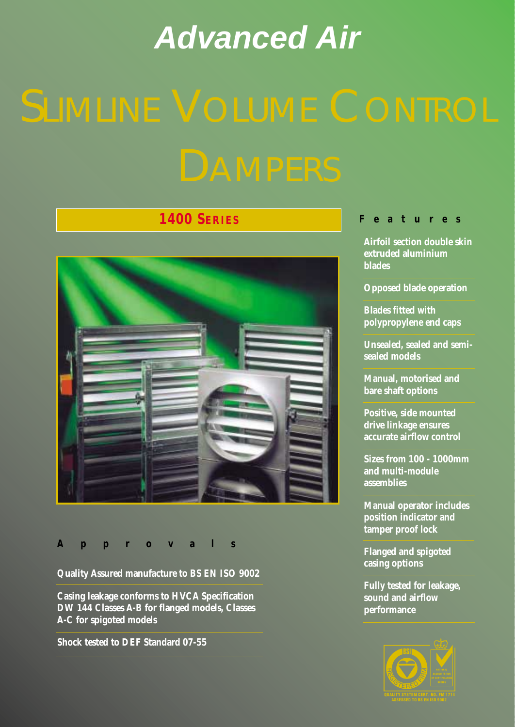# Advanced Air

# SLIMLINE VOLUME CONTROL DAMPERS

## 1400 SERIES

## Features

- Airfoil section double skin extruded aluminium blades
- Opposed blade operation
- Blades fitted with polypropylene end caps
- Unsealed, sealed and semi-sealed models
- Manual, motorised and bare shaft options
- Positive, side mounted drive linkage ensures accurate airflow control
- Sizes from 100 - 1000mm and multi-module assemblies
- Manual operator includes position indicator and tamper proof lock
- Flanged and spigoted casing options
- Fully tested for leakage, sound and airflow performance

## Approvals

- Quality Assured manufacture to BS EN ISO 9002
- Casing leakage conforms to HVCA Specification DW 144 Classes A-B for flanged models, Classes A-C for spigoted models
- Shock tested to DEF Standard 07-55

QUALITY SYSTEM CERT. NO. FM 1714
ASSESSED TO BS EN ISO 9002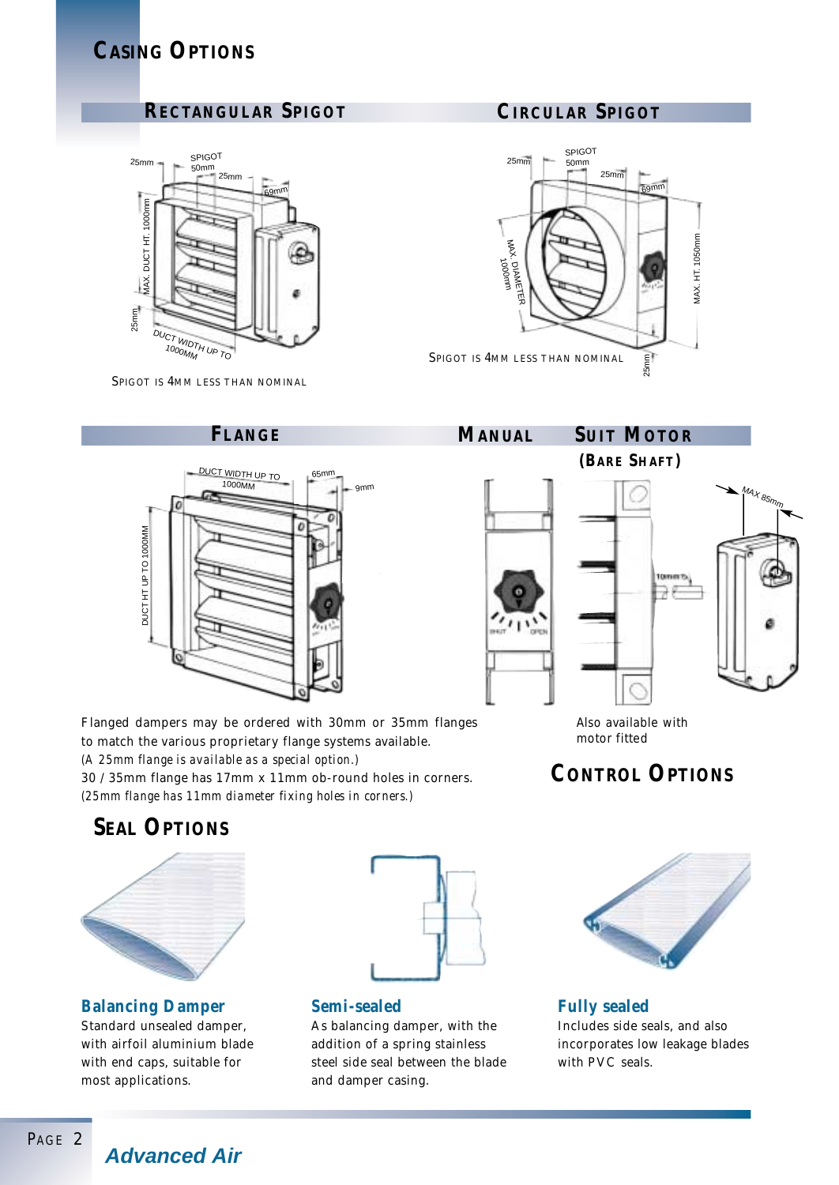# CASING OPTIONS

## RECTANGULAR SPIGOT

SPIGOT IS 4MM LESS THAN NOMINAL

## CIRCULAR SPIGOT

SPIGOT IS 4MM LESS THAN NOMINAL

## FLANGE

Flanged dampers may be ordered with 30mm or 35mm flanges to match the various proprietary flange systems available.
*(A 25mm flange is available as a special option.)*
30 / 35mm flange has 17mm x 11mm ob-round holes in corners.
*(25mm flange has 11mm diameter fixing holes in corners.)*

## MANUAL

## SUIT MOTOR (BARE SHAFT)

Also available with motor fitted

## CONTROL OPTIONS

## SEAL OPTIONS

**Balancing Damper**
Standard unsealed damper, with airfoil aluminium blade with end caps, suitable for most applications.

**Semi-sealed**
As balancing damper, with the addition of a spring stainless steel side seal between the blade and damper casing.

**Fully sealed**
Includes side seals, and also incorporates low leakage blades with PVC seals.

*Advanced Air*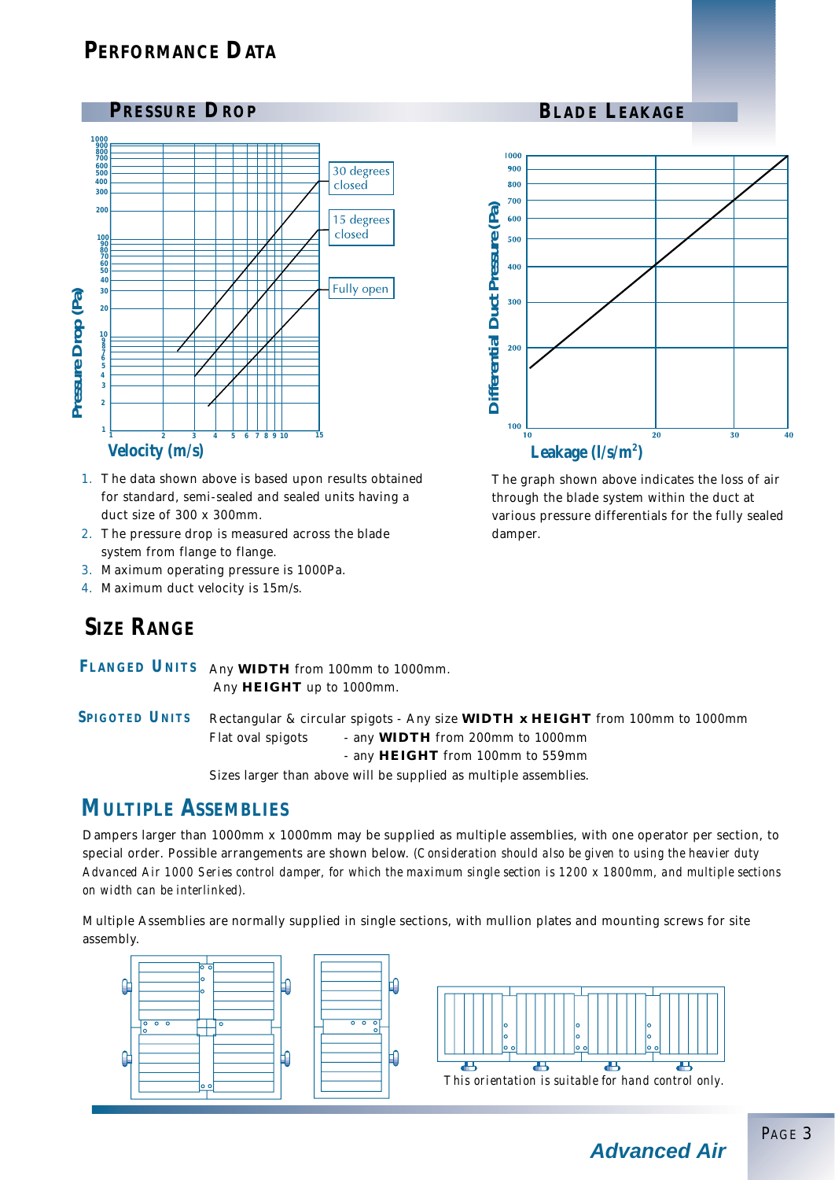# PERFORMANCE DATA

## PRESSURE DROP

1. The data shown above is based upon results obtained for standard, semi-sealed and sealed units having a duct size of 300 x 300mm.
2. The pressure drop is measured across the blade system from flange to flange.
3. Maximum operating pressure is 1000Pa.
4. Maximum duct velocity is 15m/s.

## BLADE LEAKAGE

The graph shown above indicates the loss of air through the blade system within the duct at various pressure differentials for the fully sealed damper.

# SIZE RANGE

**FLANGED UNITS** Any **WIDTH** from 100mm to 1000mm.
Any **HEIGHT** up to 1000mm.

**SPIGOTED UNITS** Rectangular & circular spigots - Any size **WIDTH x HEIGHT** from 100mm to 1000mm
Flat oval spigots - any **WIDTH** from 200mm to 1000mm
- any **HEIGHT** from 100mm to 559mm

Sizes larger than above will be supplied as multiple assemblies.

# MULTIPLE ASSEMBLIES

Dampers larger than 1000mm x 1000mm may be supplied as multiple assemblies, with one operator per section, to special order. Possible arrangements are shown below. *(Consideration should also be given to using the heavier duty Advanced Air 1000 Series control damper, for which the maximum single section is 1200 x 1800mm, and multiple sections on width can be interlinked).*

Multiple Assemblies are normally supplied in single sections, with mullion plates and mounting screws for site assembly.

This orientation is suitable for hand control only.

**Advanced Air**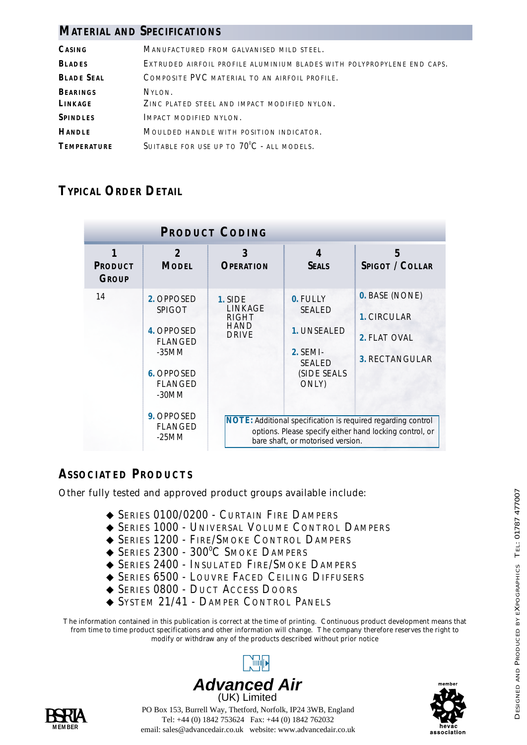## Material and Specifications

| | |
|---|---|
| **Casing** | Manufactured from galvanised mild steel. |
| **Blades** | Extruded airfoil profile aluminium blades with polypropylene end caps. |
| **Blade Seal** | Composite PVC material to an airfoil profile. |
| **Bearings** | Nylon. |
| **Linkage** | Zinc plated steel and impact modified nylon. |
| **Spindles** | Impact modified nylon. |
| **Handle** | Moulded handle with position indicator. |
| **Temperature** | Suitable for use up to 70°C - all models. |

## Typical Order Detail

**Product Coding**

| 1 Product Group | 2 Model | 3 Operation | 4 Seals | 5 Spigot / Collar |
|---|---|---|---|---|
| 14 | **2.** Opposed Spigot<br>**4.** Opposed Flanged -35mm<br>**6.** Opposed Flanged -30mm<br>**9.** Opposed Flanged -25mm | **1.** Side Linkage Right Hand Drive | **0.** Fully Sealed<br>**1.** Unsealed<br>**2.** Semi-Sealed (Side Seals Only) | **0.** Base (None)<br>**1.** Circular<br>**2.** Flat Oval<br>**3.** Rectangular |

**NOTE:** Additional specification is required regarding control options. Please specify either hand locking control, or bare shaft, or motorised version.

## Associated Products

Other fully tested and approved product groups available include:

- Series 0100/0200 - Curtain Fire Dampers
- Series 1000 - Universal Volume Control Dampers
- Series 1200 - Fire/Smoke Control Dampers
- Series 2300 - 300°C Smoke Dampers
- Series 2400 - Insulated Fire/Smoke Dampers
- Series 6500 - Louvre Faced Ceiling Diffusers
- Series 0800 - Duct Access Doors
- System 21/41 - Damper Control Panels

The information contained in this publication is correct at the time of printing. Continuous product development means that from time to time product specifications and other information will change. The company therefore reserves the right to modify or withdraw any of the products described without prior notice

**Advanced Air**
(UK) Limited

PO Box 153, Burrell Way, Thetford, Norfolk, IP24 3WB, England
Tel: +44 (0) 1842 753624 Fax: +44 (0) 1842 762032
email: sales@advancedair.co.uk website: www.advancedair.co.uk

BSRIA MEMBER

member hevac association

Designed and Produced by eXpographics Tel: 01787 477007